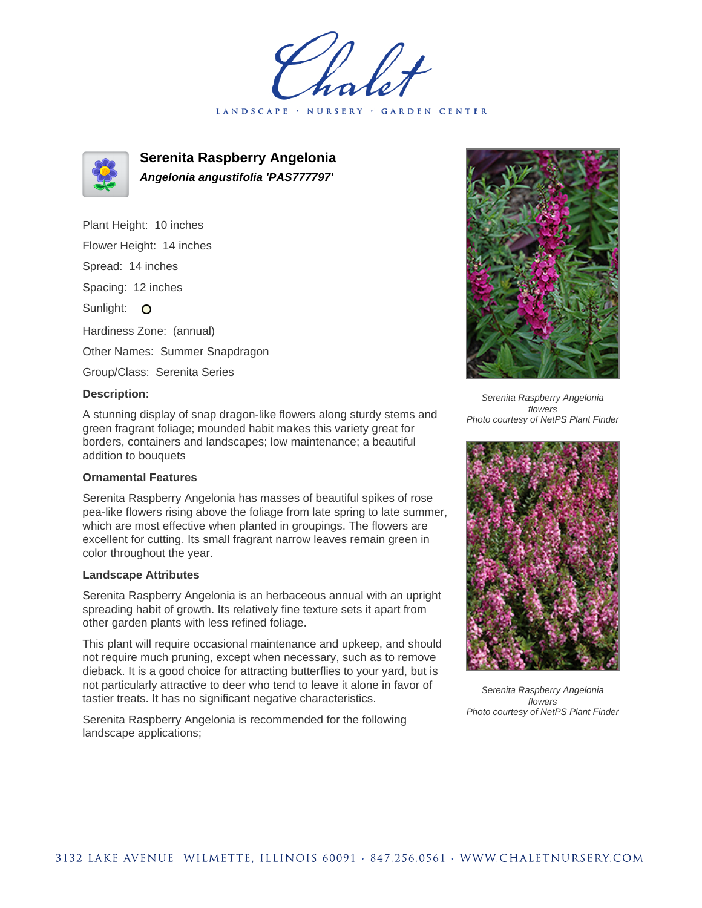# Serenita Raspberry Angelonia

***Angelonia angustifolia 'PAS777797'***

Plant Height: 10 inches

Flower Height: 14 inches

Spread: 14 inches

Spacing: 12 inches

Sunlight: 

Hardiness Zone: (annual)

Other Names: Summer Snapdragon

Group/Class: Serenita Series

**Description:**

A stunning display of snap dragon-like flowers along sturdy stems and green fragrant foliage; mounded habit makes this variety great for borders, containers and landscapes; low maintenance; a beautiful addition to bouquets

**Ornamental Features**

Serenita Raspberry Angelonia has masses of beautiful spikes of rose pea-like flowers rising above the foliage from late spring to late summer, which are most effective when planted in groupings. The flowers are excellent for cutting. Its small fragrant narrow leaves remain green in color throughout the year.

**Landscape Attributes**

Serenita Raspberry Angelonia is an herbaceous annual with an upright spreading habit of growth. Its relatively fine texture sets it apart from other garden plants with less refined foliage.

This plant will require occasional maintenance and upkeep, and should not require much pruning, except when necessary, such as to remove dieback. It is a good choice for attracting butterflies to your yard, but is not particularly attractive to deer who tend to leave it alone in favor of tastier treats. It has no significant negative characteristics.

Serenita Raspberry Angelonia is recommended for the following landscape applications;

*Serenita Raspberry Angelonia flowers*
*Photo courtesy of NetPS Plant Finder*

*Serenita Raspberry Angelonia flowers*
*Photo courtesy of NetPS Plant Finder*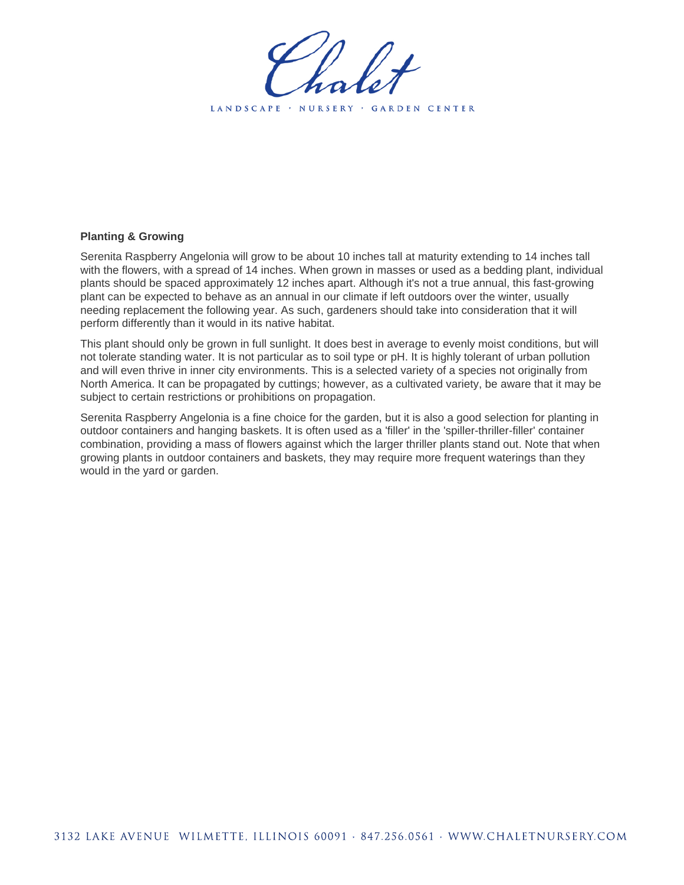**Planting & Growing**

Serenita Raspberry Angelonia will grow to be about 10 inches tall at maturity extending to 14 inches tall with the flowers, with a spread of 14 inches. When grown in masses or used as a bedding plant, individual plants should be spaced approximately 12 inches apart. Although it's not a true annual, this fast-growing plant can be expected to behave as an annual in our climate if left outdoors over the winter, usually needing replacement the following year. As such, gardeners should take into consideration that it will perform differently than it would in its native habitat.

This plant should only be grown in full sunlight. It does best in average to evenly moist conditions, but will not tolerate standing water. It is not particular as to soil type or pH. It is highly tolerant of urban pollution and will even thrive in inner city environments. This is a selected variety of a species not originally from North America. It can be propagated by cuttings; however, as a cultivated variety, be aware that it may be subject to certain restrictions or prohibitions on propagation.

Serenita Raspberry Angelonia is a fine choice for the garden, but it is also a good selection for planting in outdoor containers and hanging baskets. It is often used as a 'filler' in the 'spiller-thriller-filler' container combination, providing a mass of flowers against which the larger thriller plants stand out. Note that when growing plants in outdoor containers and baskets, they may require more frequent waterings than they would in the yard or garden.